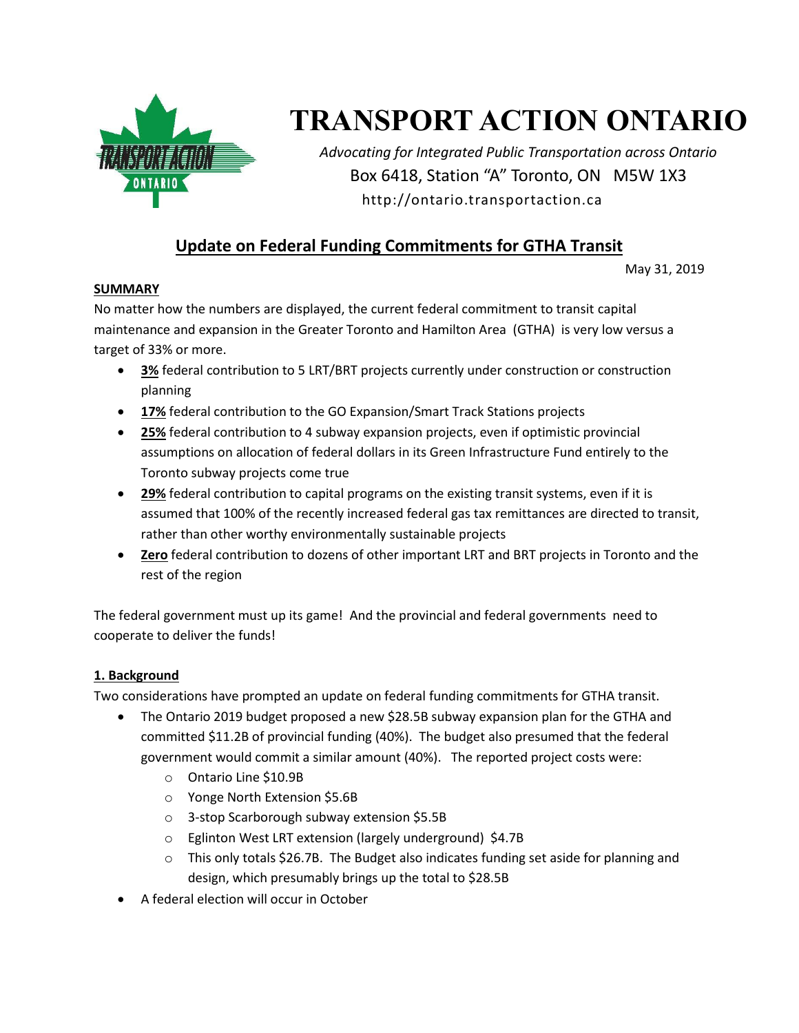# TRANSPORT ACTION ONTARIO

*Advocating for Integrated Public Transportation across Ontario*
Box 6418, Station "A" Toronto, ON M5W 1X3
http://ontario.transportaction.ca

## Update on Federal Funding Commitments for GTHA Transit

May 31, 2019

**SUMMARY**

No matter how the numbers are displayed, the current federal commitment to transit capital maintenance and expansion in the Greater Toronto and Hamilton Area (GTHA) is very low versus a target of 33% or more.

- **3%** federal contribution to 5 LRT/BRT projects currently under construction or construction planning
- **17%** federal contribution to the GO Expansion/Smart Track Stations projects
- **25%** federal contribution to 4 subway expansion projects, even if optimistic provincial assumptions on allocation of federal dollars in its Green Infrastructure Fund entirely to the Toronto subway projects come true
- **29%** federal contribution to capital programs on the existing transit systems, even if it is assumed that 100% of the recently increased federal gas tax remittances are directed to transit, rather than other worthy environmentally sustainable projects
- **Zero** federal contribution to dozens of other important LRT and BRT projects in Toronto and the rest of the region

The federal government must up its game! And the provincial and federal governments need to cooperate to deliver the funds!

### 1. Background

Two considerations have prompted an update on federal funding commitments for GTHA transit.

- The Ontario 2019 budget proposed a new $28.5B subway expansion plan for the GTHA and committed $11.2B of provincial funding (40%). The budget also presumed that the federal government would commit a similar amount (40%). The reported project costs were:
  - Ontario Line $10.9B
  - Yonge North Extension $5.6B
  - 3-stop Scarborough subway extension $5.5B
  - Eglinton West LRT extension (largely underground) $4.7B
  - This only totals $26.7B. The Budget also indicates funding set aside for planning and design, which presumably brings up the total to $28.5B
- A federal election will occur in October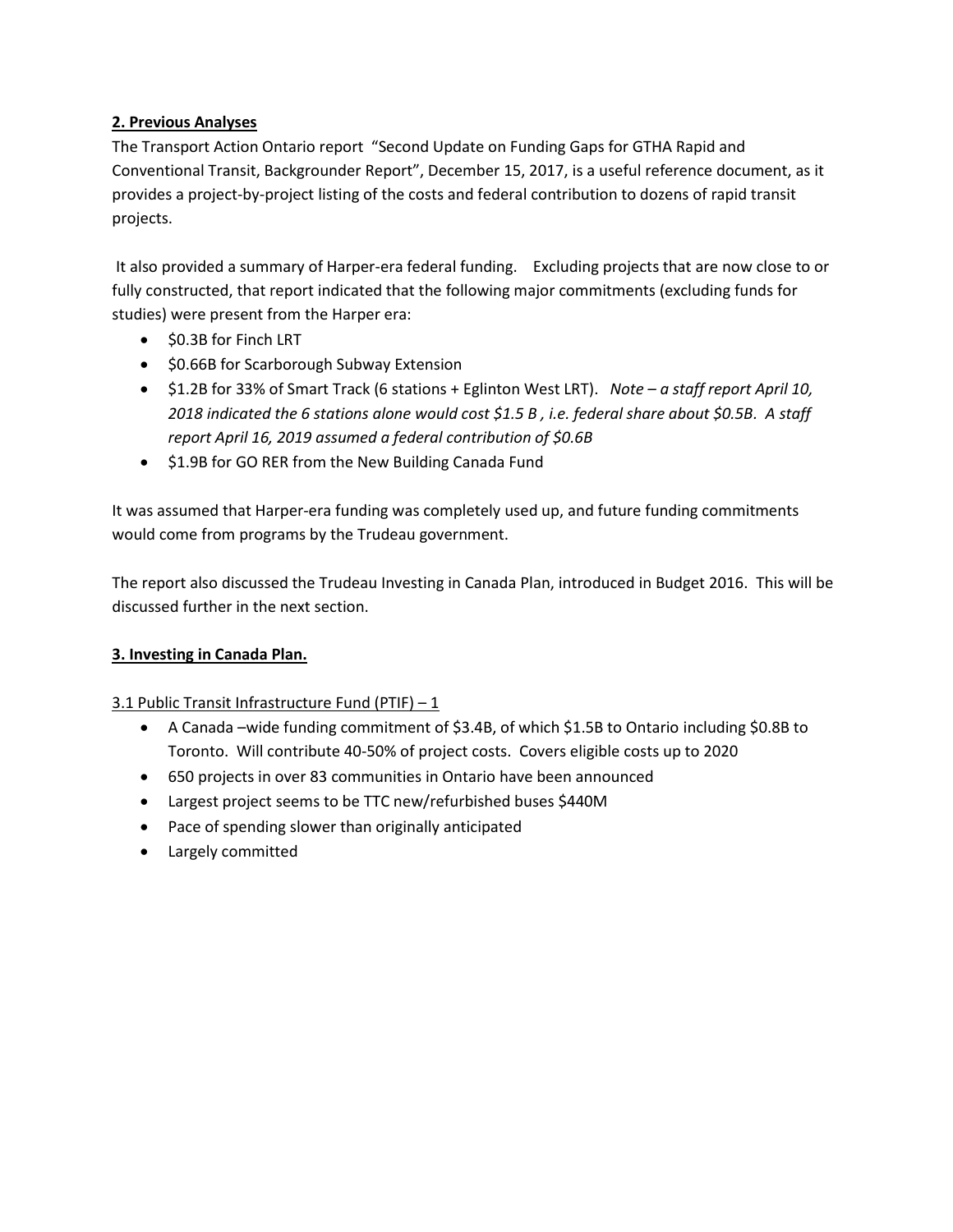## **2. Previous Analyses**

The Transport Action Ontario report "Second Update on Funding Gaps for GTHA Rapid and Conventional Transit, Backgrounder Report", December 15, 2017, is a useful reference document, as it provides a project-by-project listing of the costs and federal contribution to dozens of rapid transit projects.

It also provided a summary of Harper-era federal funding. Excluding projects that are now close to or fully constructed, that report indicated that the following major commitments (excluding funds for studies) were present from the Harper era:

- $0.3B for Finch LRT
- $0.66B for Scarborough Subway Extension
- $1.2B for 33% of Smart Track (6 stations + Eglinton West LRT). *Note – a staff report April 10, 2018 indicated the 6 stations alone would cost $1.5 B , i.e. federal share about $0.5B. A staff report April 16, 2019 assumed a federal contribution of $0.6B*
- $1.9B for GO RER from the New Building Canada Fund

It was assumed that Harper-era funding was completely used up, and future funding commitments would come from programs by the Trudeau government.

The report also discussed the Trudeau Investing in Canada Plan, introduced in Budget 2016. This will be discussed further in the next section.

## **3. Investing in Canada Plan.**

### 3.1 Public Transit Infrastructure Fund (PTIF) – 1

- A Canada –wide funding commitment of $3.4B, of which $1.5B to Ontario including $0.8B to Toronto. Will contribute 40-50% of project costs. Covers eligible costs up to 2020
- 650 projects in over 83 communities in Ontario have been announced
- Largest project seems to be TTC new/refurbished buses $440M
- Pace of spending slower than originally anticipated
- Largely committed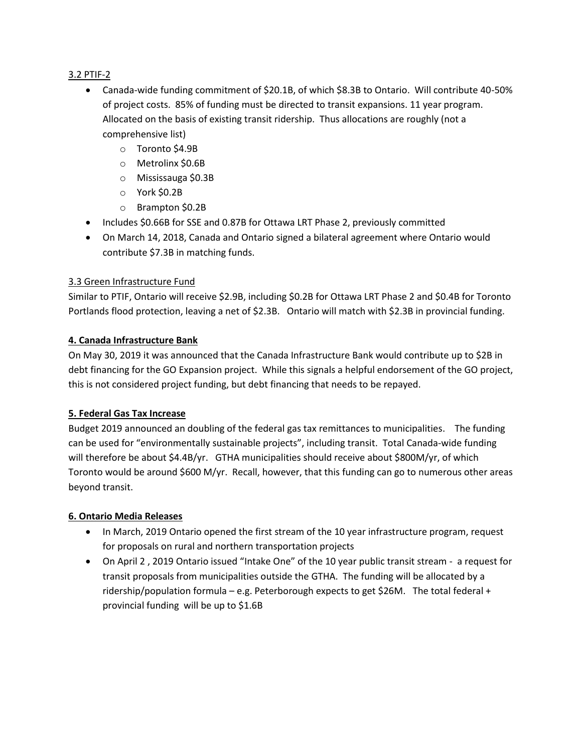### 3.2 PTIF-2

- Canada-wide funding commitment of $20.1B, of which $8.3B to Ontario. Will contribute 40-50% of project costs. 85% of funding must be directed to transit expansions. 11 year program. Allocated on the basis of existing transit ridership. Thus allocations are roughly (not a comprehensive list)
  - Toronto $4.9B
  - Metrolinx $0.6B
  - Mississauga $0.3B
  - York $0.2B
  - Brampton $0.2B
- Includes $0.66B for SSE and 0.87B for Ottawa LRT Phase 2, previously committed
- On March 14, 2018, Canada and Ontario signed a bilateral agreement where Ontario would contribute $7.3B in matching funds.

### 3.3 Green Infrastructure Fund

Similar to PTIF, Ontario will receive $2.9B, including $0.2B for Ottawa LRT Phase 2 and $0.4B for Toronto Portlands flood protection, leaving a net of $2.3B. Ontario will match with $2.3B in provincial funding.

## 4. Canada Infrastructure Bank

On May 30, 2019 it was announced that the Canada Infrastructure Bank would contribute up to $2B in debt financing for the GO Expansion project. While this signals a helpful endorsement of the GO project, this is not considered project funding, but debt financing that needs to be repayed.

## 5. Federal Gas Tax Increase

Budget 2019 announced an doubling of the federal gas tax remittances to municipalities. The funding can be used for "environmentally sustainable projects", including transit. Total Canada-wide funding will therefore be about $4.4B/yr. GTHA municipalities should receive about $800M/yr, of which Toronto would be around $600 M/yr. Recall, however, that this funding can go to numerous other areas beyond transit.

## 6. Ontario Media Releases

- In March, 2019 Ontario opened the first stream of the 10 year infrastructure program, request for proposals on rural and northern transportation projects
- On April 2 , 2019 Ontario issued "Intake One" of the 10 year public transit stream - a request for transit proposals from municipalities outside the GTHA. The funding will be allocated by a ridership/population formula – e.g. Peterborough expects to get $26M. The total federal + provincial funding will be up to $1.6B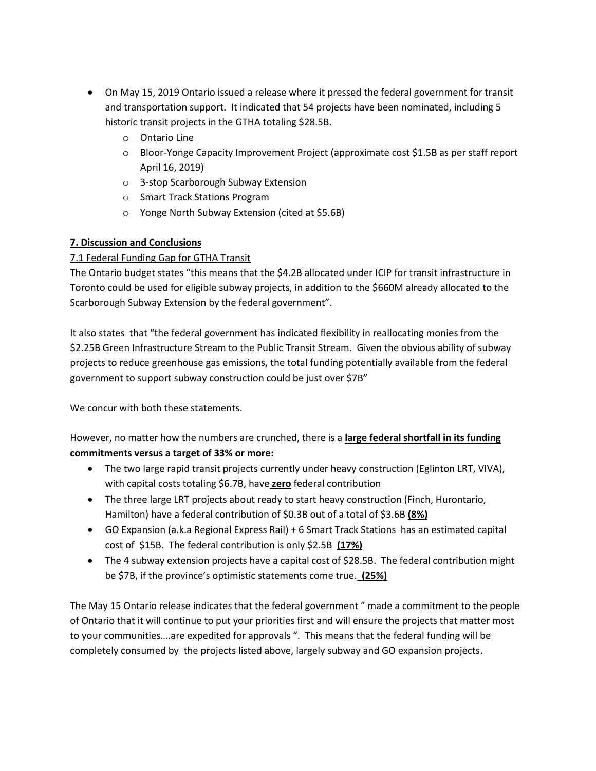- On May 15, 2019 Ontario issued a release where it pressed the federal government for transit and transportation support. It indicated that 54 projects have been nominated, including 5 historic transit projects in the GTHA totaling \$28.5B.
    - Ontario Line
    - Bloor-Yonge Capacity Improvement Project (approximate cost \$1.5B as per staff report April 16, 2019)
    - 3-stop Scarborough Subway Extension
    - Smart Track Stations Program
    - Yonge North Subway Extension (cited at \$5.6B)

**7. Discussion and Conclusions**

7.1 Federal Funding Gap for GTHA Transit

The Ontario budget states "this means that the \$4.2B allocated under ICIP for transit infrastructure in Toronto could be used for eligible subway projects, in addition to the \$660M already allocated to the Scarborough Subway Extension by the federal government".

It also states that "the federal government has indicated flexibility in reallocating monies from the \$2.25B Green Infrastructure Stream to the Public Transit Stream. Given the obvious ability of subway projects to reduce greenhouse gas emissions, the total funding potentially available from the federal government to support subway construction could be just over \$7B"

We concur with both these statements.

However, no matter how the numbers are crunched, there is a **large federal shortfall in its funding commitments versus a target of 33% or more:**

- The two large rapid transit projects currently under heavy construction (Eglinton LRT, VIVA), with capital costs totaling \$6.7B, have **zero** federal contribution
- The three large LRT projects about ready to start heavy construction (Finch, Hurontario, Hamilton) have a federal contribution of \$0.3B out of a total of \$3.6B **(8%)**
- GO Expansion (a.k.a Regional Express Rail) + 6 Smart Track Stations has an estimated capital cost of \$15B. The federal contribution is only \$2.5B **(17%)**
- The 4 subway extension projects have a capital cost of \$28.5B. The federal contribution might be \$7B, if the province's optimistic statements come true. **(25%)**

The May 15 Ontario release indicates that the federal government " made a commitment to the people of Ontario that it will continue to put your priorities first and will ensure the projects that matter most to your communities….are expedited for approvals ". This means that the federal funding will be completely consumed by the projects listed above, largely subway and GO expansion projects.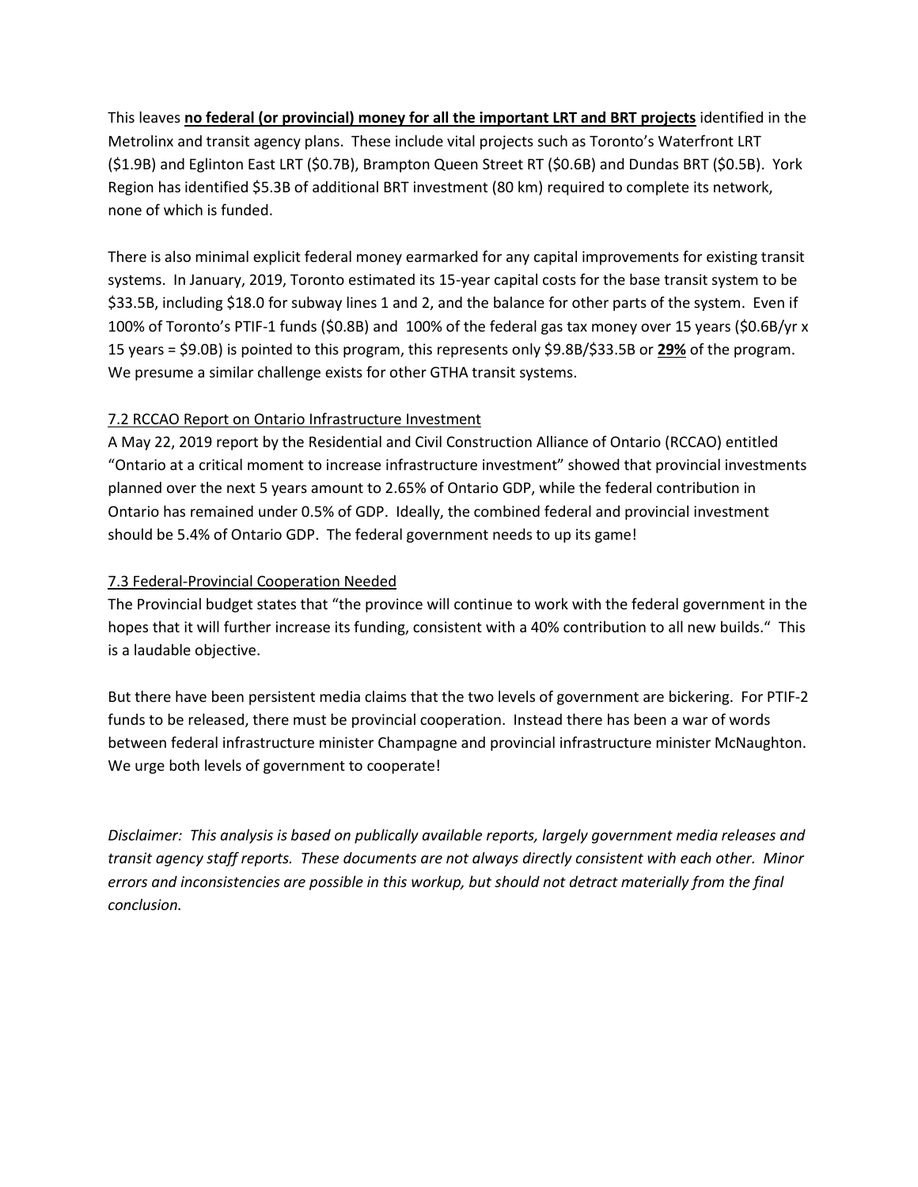This leaves **no federal (or provincial) money for all the important LRT and BRT projects** identified in the Metrolinx and transit agency plans. These include vital projects such as Toronto's Waterfront LRT ($1.9B) and Eglinton East LRT ($0.7B), Brampton Queen Street RT ($0.6B) and Dundas BRT ($0.5B). York Region has identified $5.3B of additional BRT investment (80 km) required to complete its network, none of which is funded.

There is also minimal explicit federal money earmarked for any capital improvements for existing transit systems. In January, 2019, Toronto estimated its 15-year capital costs for the base transit system to be $33.5B, including $18.0 for subway lines 1 and 2, and the balance for other parts of the system. Even if 100% of Toronto's PTIF-1 funds ($0.8B) and 100% of the federal gas tax money over 15 years ($0.6B/yr x 15 years = $9.0B) is pointed to this program, this represents only $9.8B/$33.5B or **29%** of the program. We presume a similar challenge exists for other GTHA transit systems.

### 7.2 RCCAO Report on Ontario Infrastructure Investment

A May 22, 2019 report by the Residential and Civil Construction Alliance of Ontario (RCCAO) entitled "Ontario at a critical moment to increase infrastructure investment" showed that provincial investments planned over the next 5 years amount to 2.65% of Ontario GDP, while the federal contribution in Ontario has remained under 0.5% of GDP. Ideally, the combined federal and provincial investment should be 5.4% of Ontario GDP. The federal government needs to up its game!

### 7.3 Federal-Provincial Cooperation Needed

The Provincial budget states that "the province will continue to work with the federal government in the hopes that it will further increase its funding, consistent with a 40% contribution to all new builds." This is a laudable objective.

But there have been persistent media claims that the two levels of government are bickering. For PTIF-2 funds to be released, there must be provincial cooperation. Instead there has been a war of words between federal infrastructure minister Champagne and provincial infrastructure minister McNaughton. We urge both levels of government to cooperate!

*Disclaimer: This analysis is based on publically available reports, largely government media releases and transit agency staff reports. These documents are not always directly consistent with each other. Minor errors and inconsistencies are possible in this workup, but should not detract materially from the final conclusion.*